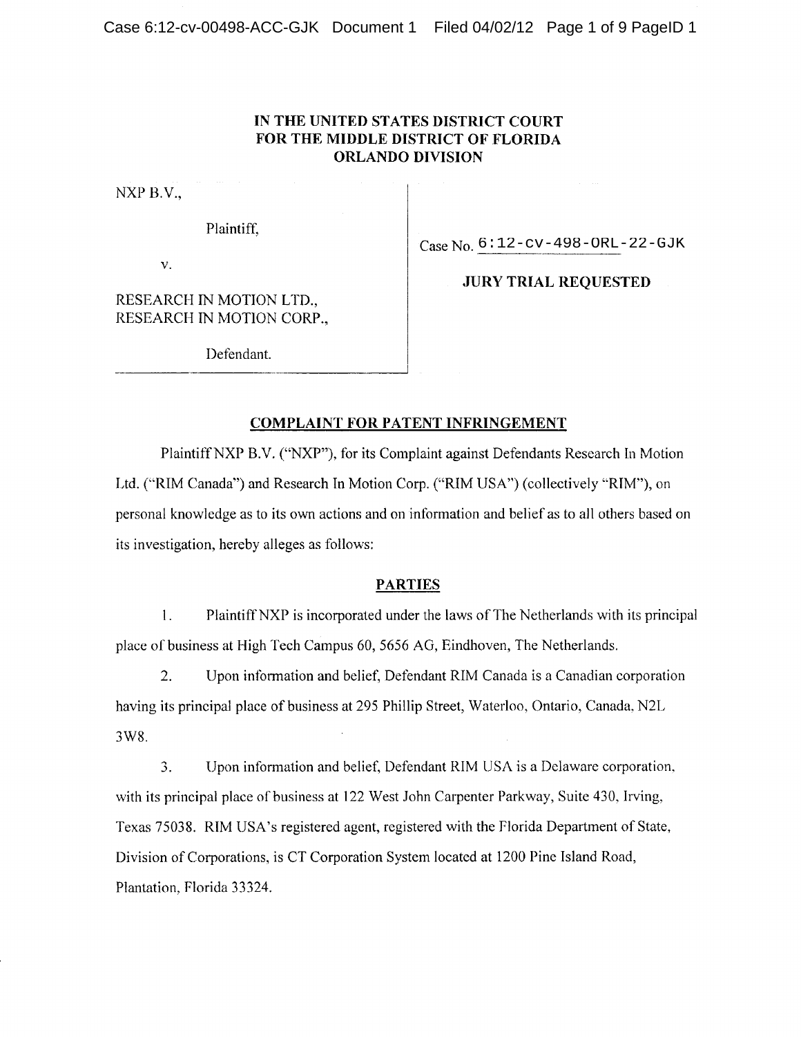**IN THE UNITED STATES DISTRICT COURT**
**FOR THE MIDDLE DISTRICT OF FLORIDA**
**ORLANDO DIVISION**

NXP B.V.,

Plaintiff,

v.

RESEARCH IN MOTION LTD.,
RESEARCH IN MOTION CORP.,

Defendant.

Case No. 6:12-cv-498-ORL-22-GJK

**JURY TRIAL REQUESTED**

## **COMPLAINT FOR PATENT INFRINGEMENT**

Plaintiff NXP B.V. ("NXP"), for its Complaint against Defendants Research In Motion Ltd. ("RIM Canada") and Research In Motion Corp. ("RIM USA") (collectively "RIM"), on personal knowledge as to its own actions and on information and belief as to all others based on its investigation, hereby alleges as follows:

## **PARTIES**

1. Plaintiff NXP is incorporated under the laws of The Netherlands with its principal place of business at High Tech Campus 60, 5656 AG, Eindhoven, The Netherlands.

2. Upon information and belief, Defendant RIM Canada is a Canadian corporation having its principal place of business at 295 Phillip Street, Waterloo, Ontario, Canada, N2L 3W8.

3. Upon information and belief, Defendant RIM USA is a Delaware corporation, with its principal place of business at 122 West John Carpenter Parkway, Suite 430, Irving, Texas 75038. RIM USA's registered agent, registered with the Florida Department of State, Division of Corporations, is CT Corporation System located at 1200 Pine Island Road, Plantation, Florida 33324.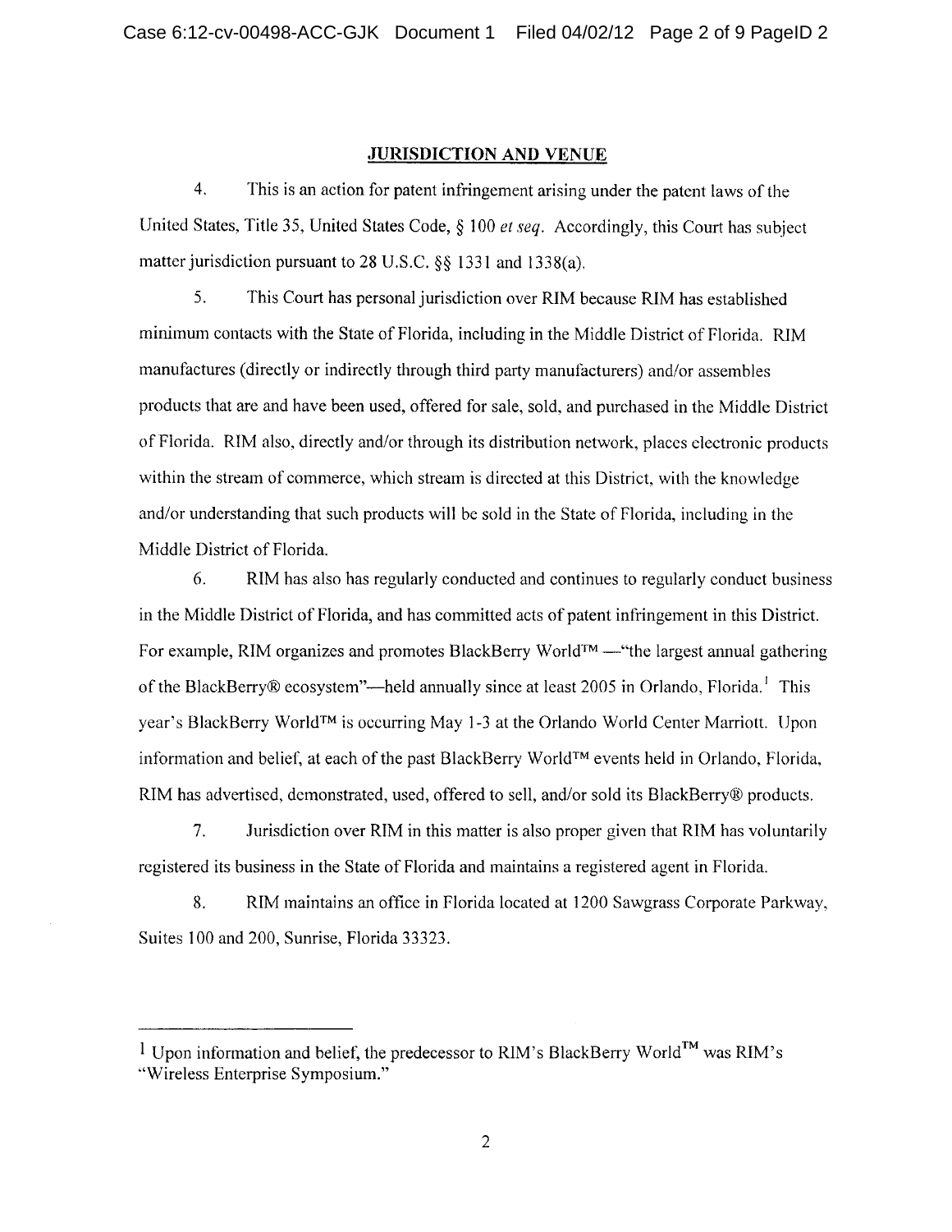## JURISDICTION AND VENUE

4. This is an action for patent infringement arising under the patent laws of the United States, Title 35, United States Code, § 100 *et seq.* Accordingly, this Court has subject matter jurisdiction pursuant to 28 U.S.C. §§ 1331 and 1338(a).

5. This Court has personal jurisdiction over RIM because RIM has established minimum contacts with the State of Florida, including in the Middle District of Florida. RIM manufactures (directly or indirectly through third party manufacturers) and/or assembles products that are and have been used, offered for sale, sold, and purchased in the Middle District of Florida. RIM also, directly and/or through its distribution network, places electronic products within the stream of commerce, which stream is directed at this District, with the knowledge and/or understanding that such products will be sold in the State of Florida, including in the Middle District of Florida.

6. RIM has also has regularly conducted and continues to regularly conduct business in the Middle District of Florida, and has committed acts of patent infringement in this District. For example, RIM organizes and promotes BlackBerry World™ —"the largest annual gathering of the BlackBerry® ecosystem"—held annually since at least 2005 in Orlando, Florida.[1] This year's BlackBerry World™ is occurring May 1-3 at the Orlando World Center Marriott. Upon information and belief, at each of the past BlackBerry World™ events held in Orlando, Florida, RIM has advertised, demonstrated, used, offered to sell, and/or sold its BlackBerry® products.

7. Jurisdiction over RIM in this matter is also proper given that RIM has voluntarily registered its business in the State of Florida and maintains a registered agent in Florida.

8. RIM maintains an office in Florida located at 1200 Sawgrass Corporate Parkway, Suites 100 and 200, Sunrise, Florida 33323.

---

[1] Upon information and belief, the predecessor to RIM's BlackBerry World™ was RIM's "Wireless Enterprise Symposium."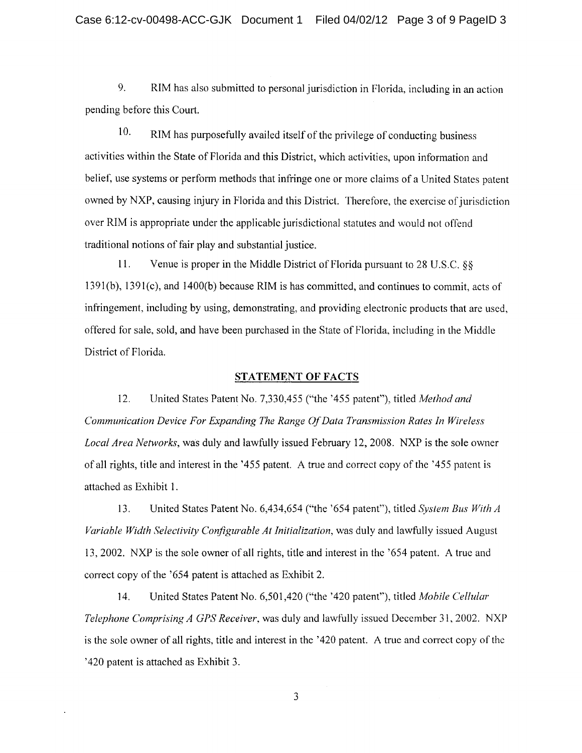9. RIM has also submitted to personal jurisdiction in Florida, including in an action pending before this Court.

10. RIM has purposefully availed itself of the privilege of conducting business activities within the State of Florida and this District, which activities, upon information and belief, use systems or perform methods that infringe one or more claims of a United States patent owned by NXP, causing injury in Florida and this District. Therefore, the exercise of jurisdiction over RIM is appropriate under the applicable jurisdictional statutes and would not offend traditional notions of fair play and substantial justice.

11. Venue is proper in the Middle District of Florida pursuant to 28 U.S.C. §§ 1391(b), 1391(c), and 1400(b) because RIM is has committed, and continues to commit, acts of infringement, including by using, demonstrating, and providing electronic products that are used, offered for sale, sold, and have been purchased in the State of Florida, including in the Middle District of Florida.

## STATEMENT OF FACTS

12. United States Patent No. 7,330,455 ("the '455 patent"), titled *Method and Communication Device For Expanding The Range Of Data Transmission Rates In Wireless Local Area Networks*, was duly and lawfully issued February 12, 2008. NXP is the sole owner of all rights, title and interest in the '455 patent. A true and correct copy of the '455 patent is attached as Exhibit 1.

13. United States Patent No. 6,434,654 ("the '654 patent"), titled *System Bus With A Variable Width Selectivity Configurable At Initialization*, was duly and lawfully issued August 13, 2002. NXP is the sole owner of all rights, title and interest in the '654 patent. A true and correct copy of the '654 patent is attached as Exhibit 2.

14. United States Patent No. 6,501,420 ("the '420 patent"), titled *Mobile Cellular Telephone Comprising A GPS Receiver*, was duly and lawfully issued December 31, 2002. NXP is the sole owner of all rights, title and interest in the '420 patent. A true and correct copy of the '420 patent is attached as Exhibit 3.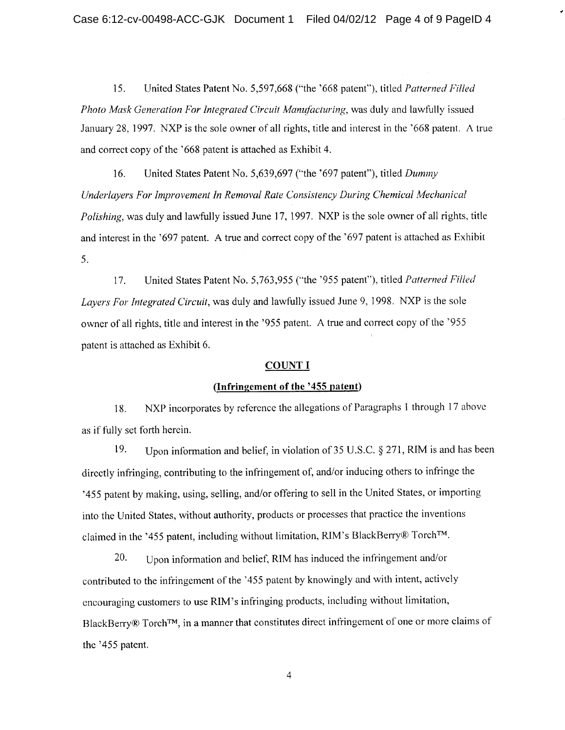15. United States Patent No. 5,597,668 ("the '668 patent"), titled *Patterned Filled Photo Mask Generation For Integrated Circuit Manufacturing*, was duly and lawfully issued January 28, 1997. NXP is the sole owner of all rights, title and interest in the '668 patent. A true and correct copy of the '668 patent is attached as Exhibit 4.

16. United States Patent No. 5,639,697 ("the '697 patent"), titled *Dummy Underlayers For Improvement In Removal Rate Consistency During Chemical Mechanical Polishing*, was duly and lawfully issued June 17, 1997. NXP is the sole owner of all rights, title and interest in the '697 patent. A true and correct copy of the '697 patent is attached as Exhibit 5.

17. United States Patent No. 5,763,955 ("the '955 patent"), titled *Patterned Filled Layers For Integrated Circuit*, was duly and lawfully issued June 9, 1998. NXP is the sole owner of all rights, title and interest in the '955 patent. A true and correct copy of the '955 patent is attached as Exhibit 6.

## COUNT I

### (Infringement of the '455 patent)

18. NXP incorporates by reference the allegations of Paragraphs 1 through 17 above as if fully set forth herein.

19. Upon information and belief, in violation of 35 U.S.C. § 271, RIM is and has been directly infringing, contributing to the infringement of, and/or inducing others to infringe the '455 patent by making, using, selling, and/or offering to sell in the United States, or importing into the United States, without authority, products or processes that practice the inventions claimed in the '455 patent, including without limitation, RIM's BlackBerry® Torch™.

20. Upon information and belief, RIM has induced the infringement and/or contributed to the infringement of the '455 patent by knowingly and with intent, actively encouraging customers to use RIM's infringing products, including without limitation, BlackBerry® Torch™, in a manner that constitutes direct infringement of one or more claims of the '455 patent.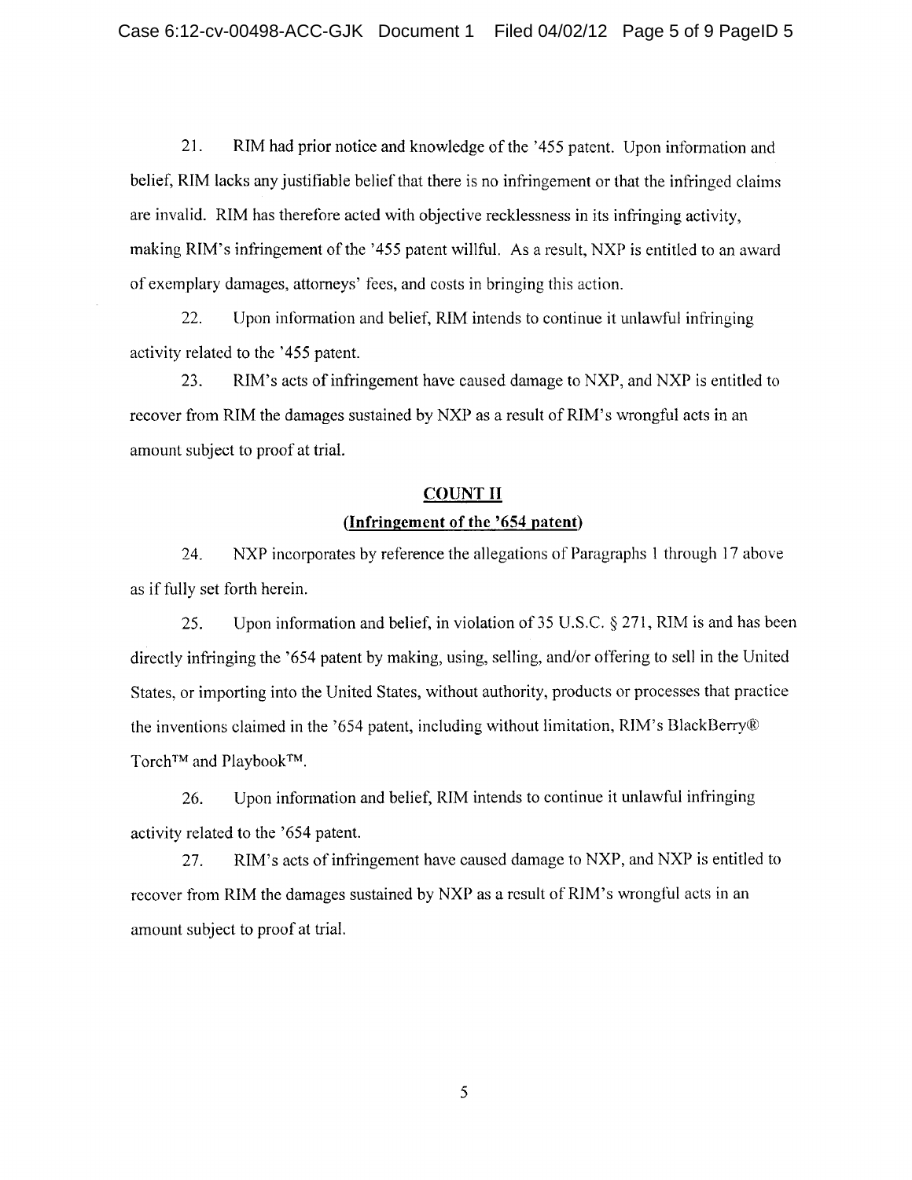21. RIM had prior notice and knowledge of the '455 patent. Upon information and belief, RIM lacks any justifiable belief that there is no infringement or that the infringed claims are invalid. RIM has therefore acted with objective recklessness in its infringing activity, making RIM's infringement of the '455 patent willful. As a result, NXP is entitled to an award of exemplary damages, attorneys' fees, and costs in bringing this action.

22. Upon information and belief, RIM intends to continue it unlawful infringing activity related to the '455 patent.

23. RIM's acts of infringement have caused damage to NXP, and NXP is entitled to recover from RIM the damages sustained by NXP as a result of RIM's wrongful acts in an amount subject to proof at trial.

## COUNT II

## (Infringement of the '654 patent)

24. NXP incorporates by reference the allegations of Paragraphs 1 through 17 above as if fully set forth herein.

25. Upon information and belief, in violation of 35 U.S.C. § 271, RIM is and has been directly infringing the '654 patent by making, using, selling, and/or offering to sell in the United States, or importing into the United States, without authority, products or processes that practice the inventions claimed in the '654 patent, including without limitation, RIM's BlackBerry® Torch™ and Playbook™.

26. Upon information and belief, RIM intends to continue it unlawful infringing activity related to the '654 patent.

27. RIM's acts of infringement have caused damage to NXP, and NXP is entitled to recover from RIM the damages sustained by NXP as a result of RIM's wrongful acts in an amount subject to proof at trial.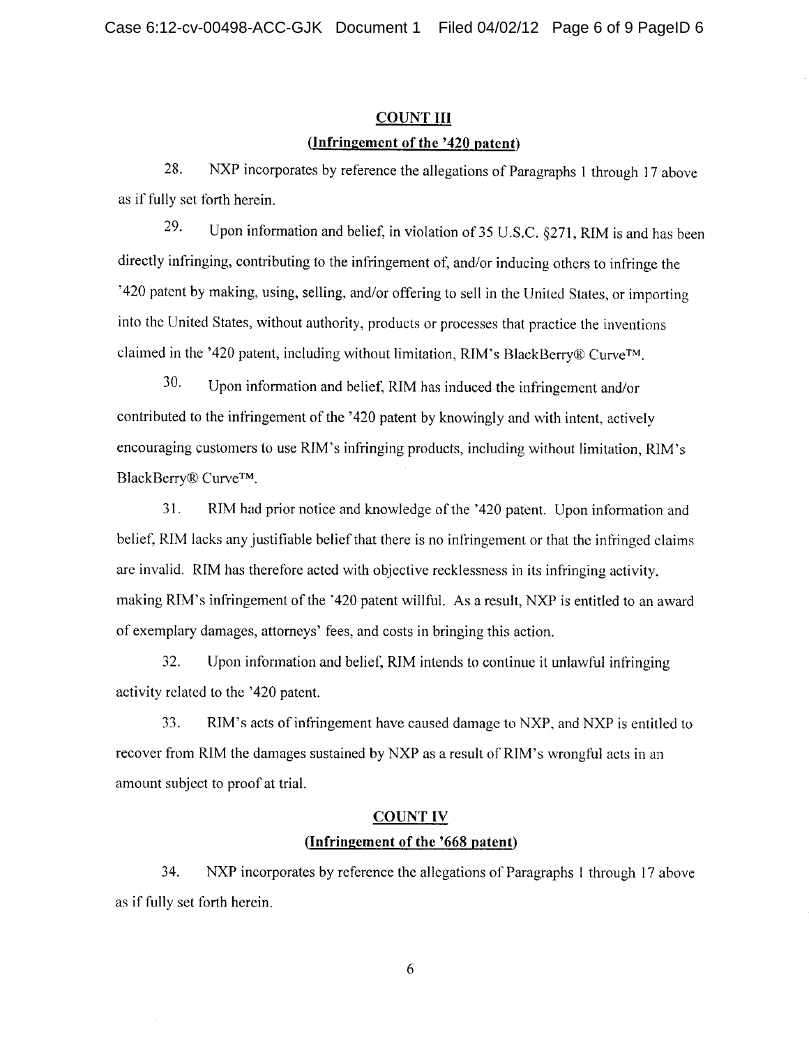## COUNT III

### (Infringement of the '420 patent)

28. NXP incorporates by reference the allegations of Paragraphs 1 through 17 above as if fully set forth herein.

29. Upon information and belief, in violation of 35 U.S.C. §271, RIM is and has been directly infringing, contributing to the infringement of, and/or inducing others to infringe the '420 patent by making, using, selling, and/or offering to sell in the United States, or importing into the United States, without authority, products or processes that practice the inventions claimed in the '420 patent, including without limitation, RIM's BlackBerry® Curve™.

30. Upon information and belief, RIM has induced the infringement and/or contributed to the infringement of the '420 patent by knowingly and with intent, actively encouraging customers to use RIM's infringing products, including without limitation, RIM's BlackBerry® Curve™.

31. RIM had prior notice and knowledge of the '420 patent. Upon information and belief, RIM lacks any justifiable belief that there is no infringement or that the infringed claims are invalid. RIM has therefore acted with objective recklessness in its infringing activity, making RIM's infringement of the '420 patent willful. As a result, NXP is entitled to an award of exemplary damages, attorneys' fees, and costs in bringing this action.

32. Upon information and belief, RIM intends to continue it unlawful infringing activity related to the '420 patent.

33. RIM's acts of infringement have caused damage to NXP, and NXP is entitled to recover from RIM the damages sustained by NXP as a result of RIM's wrongful acts in an amount subject to proof at trial.

## COUNT IV

### (Infringement of the '668 patent)

34. NXP incorporates by reference the allegations of Paragraphs 1 through 17 above as if fully set forth herein.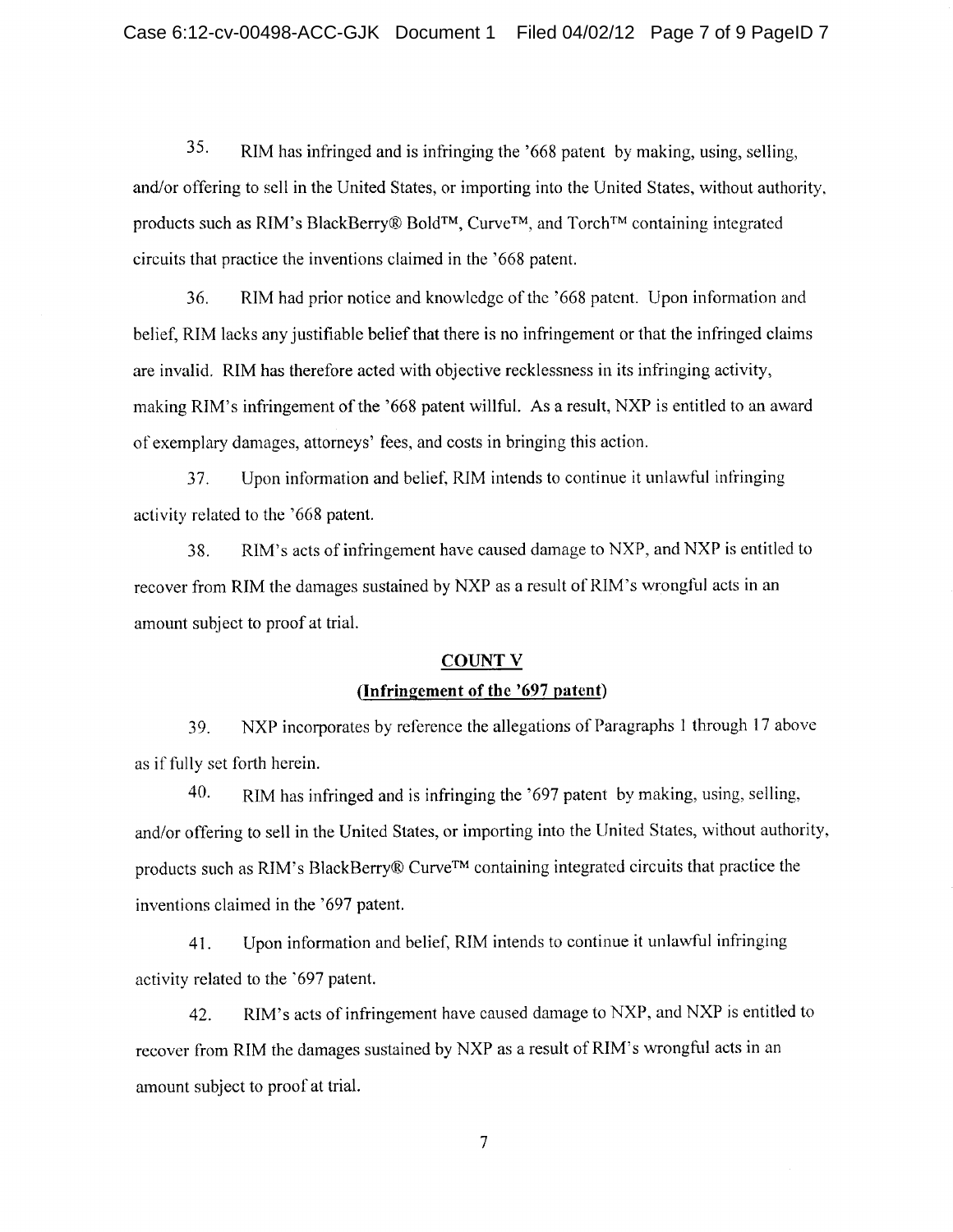35. RIM has infringed and is infringing the '668 patent by making, using, selling, and/or offering to sell in the United States, or importing into the United States, without authority, products such as RIM's BlackBerry® Bold™, Curve™, and Torch™ containing integrated circuits that practice the inventions claimed in the '668 patent.

36. RIM had prior notice and knowledge of the '668 patent. Upon information and belief, RIM lacks any justifiable belief that there is no infringement or that the infringed claims are invalid. RIM has therefore acted with objective recklessness in its infringing activity, making RIM's infringement of the '668 patent willful. As a result, NXP is entitled to an award of exemplary damages, attorneys' fees, and costs in bringing this action.

37. Upon information and belief, RIM intends to continue it unlawful infringing activity related to the '668 patent.

38. RIM's acts of infringement have caused damage to NXP, and NXP is entitled to recover from RIM the damages sustained by NXP as a result of RIM's wrongful acts in an amount subject to proof at trial.

**COUNT V**

**(Infringement of the '697 patent)**

39. NXP incorporates by reference the allegations of Paragraphs 1 through 17 above as if fully set forth herein.

40. RIM has infringed and is infringing the '697 patent by making, using, selling, and/or offering to sell in the United States, or importing into the United States, without authority, products such as RIM's BlackBerry® Curve™ containing integrated circuits that practice the inventions claimed in the '697 patent.

41. Upon information and belief, RIM intends to continue it unlawful infringing activity related to the '697 patent.

42. RIM's acts of infringement have caused damage to NXP, and NXP is entitled to recover from RIM the damages sustained by NXP as a result of RIM's wrongful acts in an amount subject to proof at trial.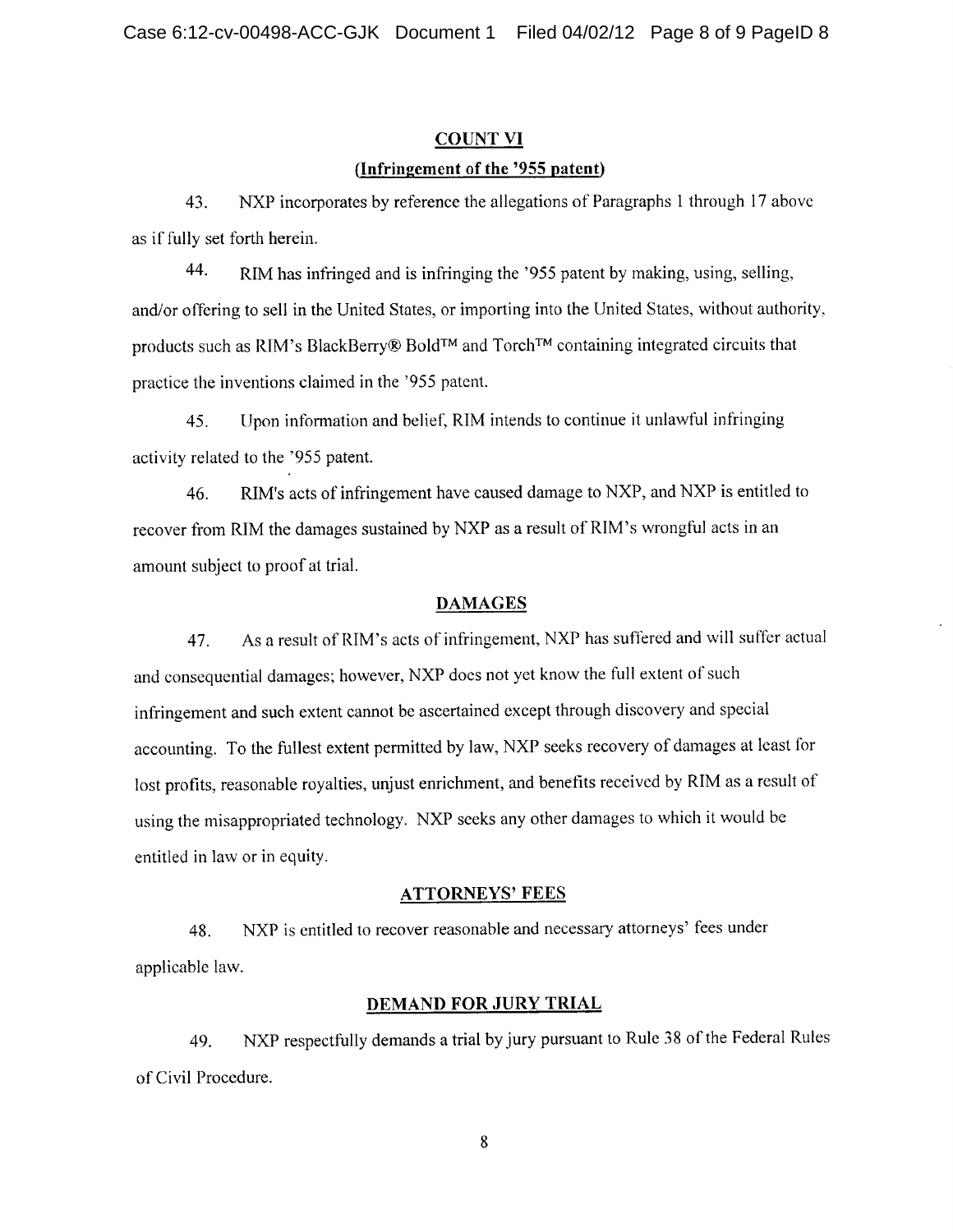## COUNT VI

### (Infringement of the '955 patent)

43. NXP incorporates by reference the allegations of Paragraphs 1 through 17 above as if fully set forth herein.

44. RIM has infringed and is infringing the '955 patent by making, using, selling, and/or offering to sell in the United States, or importing into the United States, without authority, products such as RIM's BlackBerry® Bold™ and Torch™ containing integrated circuits that practice the inventions claimed in the '955 patent.

45. Upon information and belief, RIM intends to continue it unlawful infringing activity related to the '955 patent.

46. RIM's acts of infringement have caused damage to NXP, and NXP is entitled to recover from RIM the damages sustained by NXP as a result of RIM's wrongful acts in an amount subject to proof at trial.

## DAMAGES

47. As a result of RIM's acts of infringement, NXP has suffered and will suffer actual and consequential damages; however, NXP does not yet know the full extent of such infringement and such extent cannot be ascertained except through discovery and special accounting. To the fullest extent permitted by law, NXP seeks recovery of damages at least for lost profits, reasonable royalties, unjust enrichment, and benefits received by RIM as a result of using the misappropriated technology. NXP seeks any other damages to which it would be entitled in law or in equity.

## ATTORNEYS' FEES

48. NXP is entitled to recover reasonable and necessary attorneys' fees under applicable law.

## DEMAND FOR JURY TRIAL

49. NXP respectfully demands a trial by jury pursuant to Rule 38 of the Federal Rules of Civil Procedure.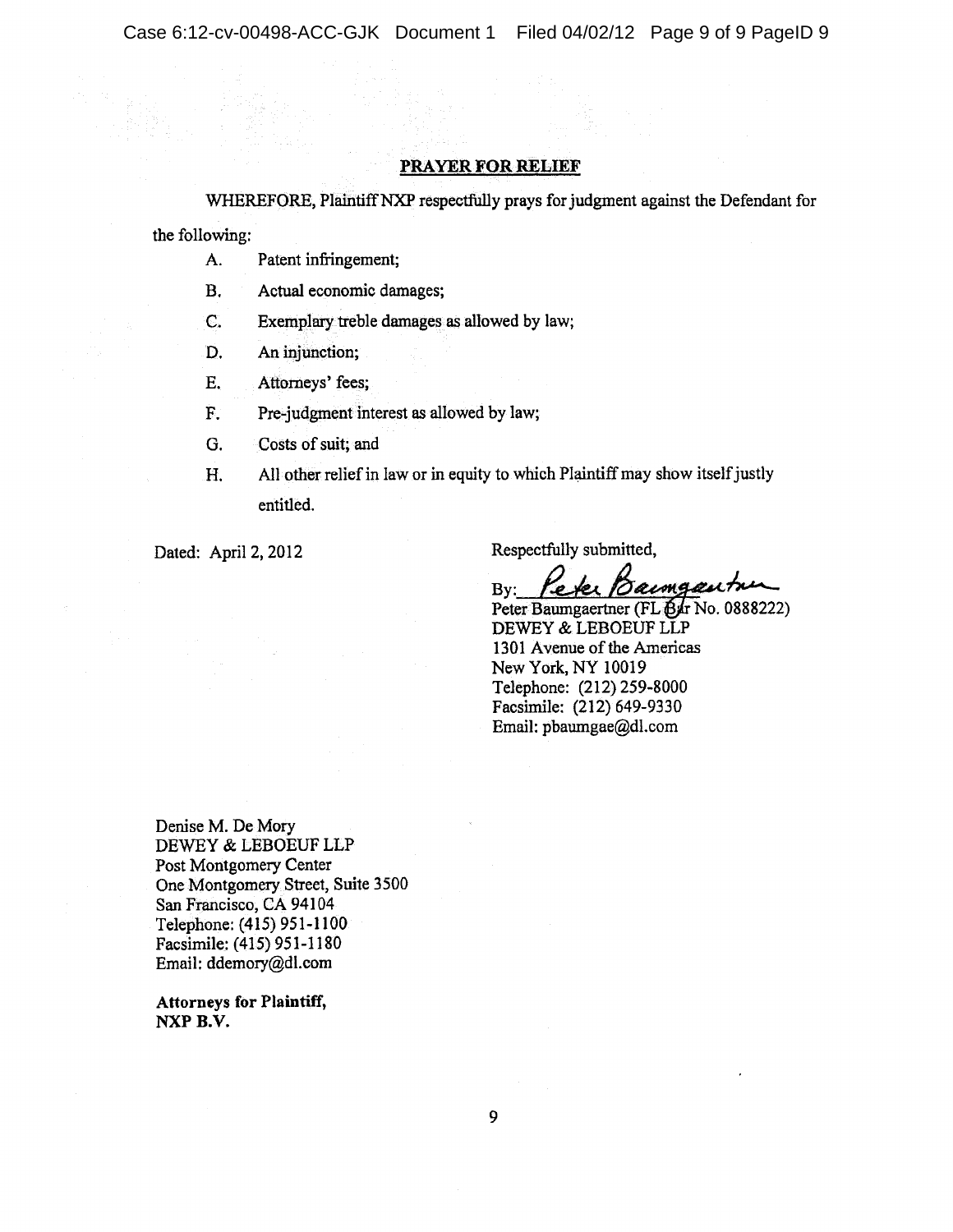## PRAYER FOR RELIEF

WHEREFORE, Plaintiff NXP respectfully prays for judgment against the Defendant for the following:

A. Patent infringement;

B. Actual economic damages;

C. Exemplary treble damages as allowed by law;

D. An injunction;

E. Attorneys' fees;

F. Pre-judgment interest as allowed by law;

G. Costs of suit; and

H. All other relief in law or in equity to which Plaintiff may show itself justly entitled.

Dated: April 2, 2012

Respectfully submitted,

By: Peter Baumgaertner

Peter Baumgaertner (FL Bar No. 0888222)
DEWEY & LEBOEUF LLP
1301 Avenue of the Americas
New York, NY 10019
Telephone: (212) 259-8000
Facsimile: (212) 649-9330
Email: pbaumgae@dl.com

Denise M. De Mory
DEWEY & LEBOEUF LLP
Post Montgomery Center
One Montgomery Street, Suite 3500
San Francisco, CA 94104
Telephone: (415) 951-1100
Facsimile: (415) 951-1180
Email: ddemory@dl.com

**Attorneys for Plaintiff,**
**NXP B.V.**